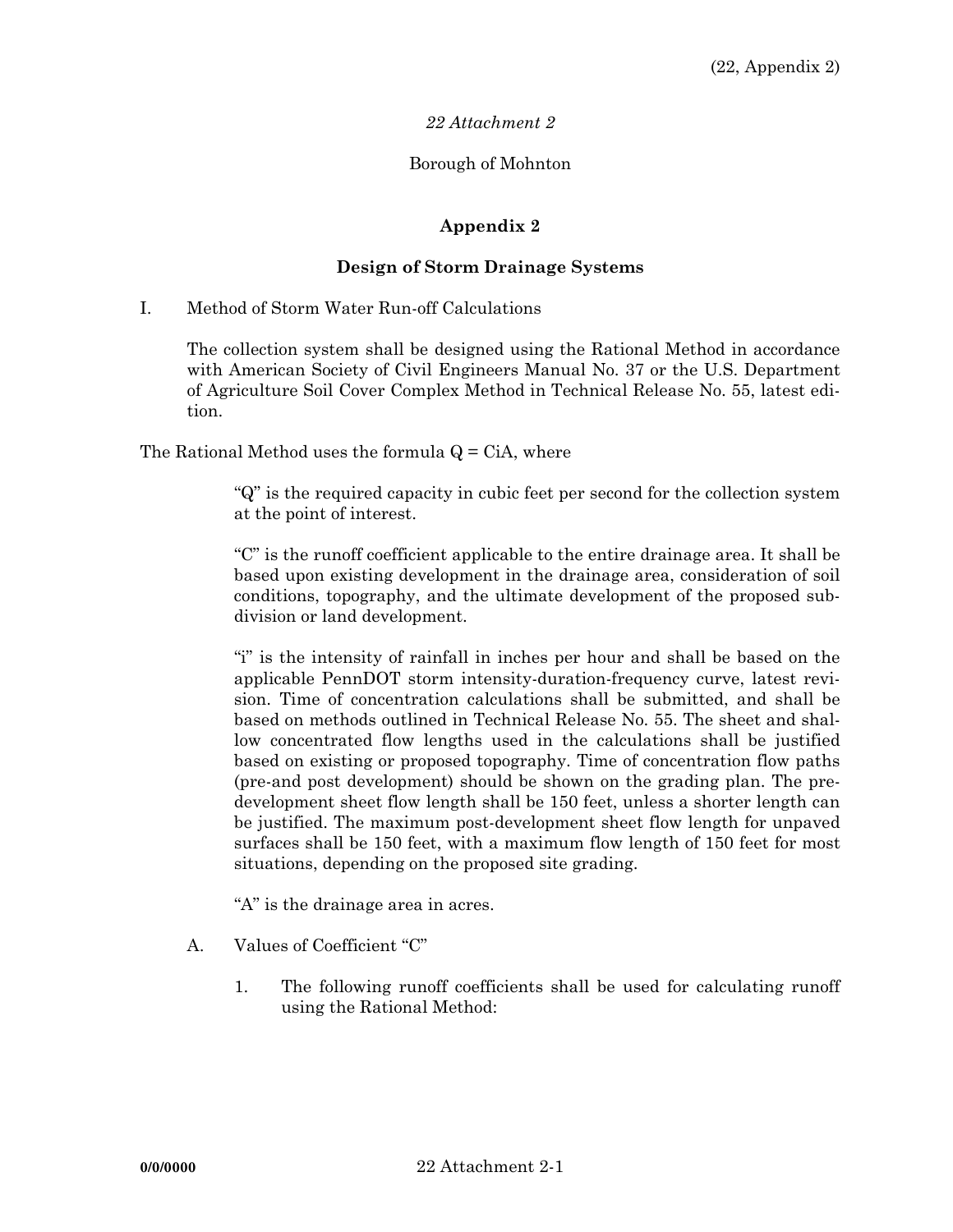*22 Attachment 2*

Borough of Mohnton

# Appendix 2

## Design of Storm Drainage Systems

I. Method of Storm Water Run-off Calculations

The collection system shall be designed using the Rational Method in accordance with American Society of Civil Engineers Manual No. 37 or the U.S. Department of Agriculture Soil Cover Complex Method in Technical Release No. 55, latest edition.

The Rational Method uses the formula $Q = CiA$, where

"Q" is the required capacity in cubic feet per second for the collection system at the point of interest.

"C" is the runoff coefficient applicable to the entire drainage area. It shall be based upon existing development in the drainage area, consideration of soil conditions, topography, and the ultimate development of the proposed subdivision or land development.

"i" is the intensity of rainfall in inches per hour and shall be based on the applicable PennDOT storm intensity-duration-frequency curve, latest revision. Time of concentration calculations shall be submitted, and shall be based on methods outlined in Technical Release No. 55. The sheet and shallow concentrated flow lengths used in the calculations shall be justified based on existing or proposed topography. Time of concentration flow paths (pre-and post development) should be shown on the grading plan. The predevelopment sheet flow length shall be 150 feet, unless a shorter length can be justified. The maximum post-development sheet flow length for unpaved surfaces shall be 150 feet, with a maximum flow length of 150 feet for most situations, depending on the proposed site grading.

"A" is the drainage area in acres.

A. Values of Coefficient "C"

1. The following runoff coefficients shall be used for calculating runoff using the Rational Method: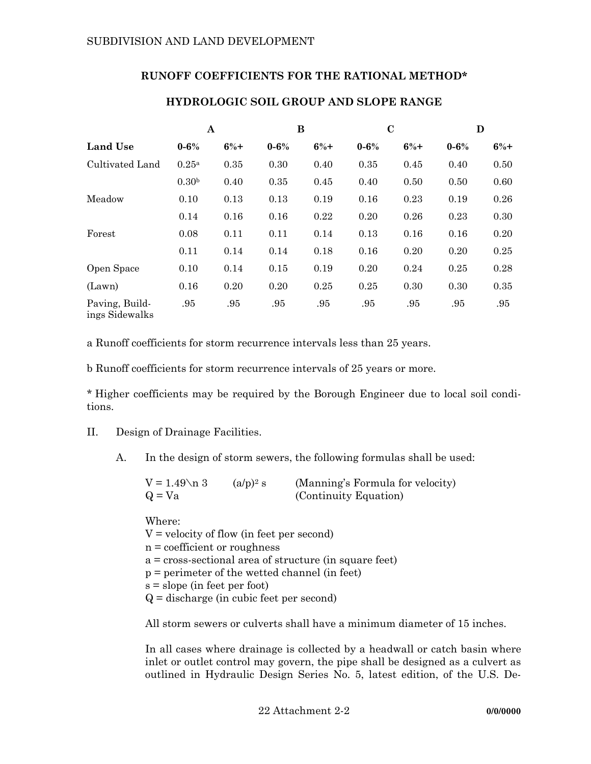## RUNOFF COEFFICIENTS FOR THE RATIONAL METHOD*

### HYDROLOGIC SOIL GROUP AND SLOPE RANGE

| | A | | B | | C | | D | |
|---|---|---|---|---|---|---|---|---|
| **Land Use** | **0-6%** | **6%+** | **0-6%** | **6%+** | **0-6%** | **6%+** | **0-6%** | **6%+** |
| Cultivated Land | 0.25[a] | 0.35 | 0.30 | 0.40 | 0.35 | 0.45 | 0.40 | 0.50 |
| | 0.30[b] | 0.40 | 0.35 | 0.45 | 0.40 | 0.50 | 0.50 | 0.60 |
| Meadow | 0.10 | 0.13 | 0.13 | 0.19 | 0.16 | 0.23 | 0.19 | 0.26 |
| | 0.14 | 0.16 | 0.16 | 0.22 | 0.20 | 0.26 | 0.23 | 0.30 |
| Forest | 0.08 | 0.11 | 0.11 | 0.14 | 0.13 | 0.16 | 0.16 | 0.20 |
| | 0.11 | 0.14 | 0.14 | 0.18 | 0.16 | 0.20 | 0.20 | 0.25 |
| Open Space | 0.10 | 0.14 | 0.15 | 0.19 | 0.20 | 0.24 | 0.25 | 0.28 |
| (Lawn) | 0.16 | 0.20 | 0.20 | 0.25 | 0.25 | 0.30 | 0.30 | 0.35 |
| Paving, Buildings Sidewalks | .95 | .95 | .95 | .95 | .95 | .95 | .95 | .95 |

a Runoff coefficients for storm recurrence intervals less than 25 years.

b Runoff coefficients for storm recurrence intervals of 25 years or more.

* Higher coefficients may be required by the Borough Engineer due to local soil conditions.

II. Design of Drainage Facilities.

A. In the design of storm sewers, the following formulas shall be used:

$V = 1.49\backslash n\ 3 \quad (a/p)^2\ s$ (Manning's Formula for velocity)
$Q = Va$ (Continuity Equation)

Where:
$V$ = velocity of flow (in feet per second)
$n$ = coefficient or roughness
$a$ = cross-sectional area of structure (in square feet)
$p$ = perimeter of the wetted channel (in feet)
$s$ = slope (in feet per foot)
$Q$ = discharge (in cubic feet per second)

All storm sewers or culverts shall have a minimum diameter of 15 inches.

In all cases where drainage is collected by a headwall or catch basin where inlet or outlet control may govern, the pipe shall be designed as a culvert as outlined in Hydraulic Design Series No. 5, latest edition, of the U.S. De-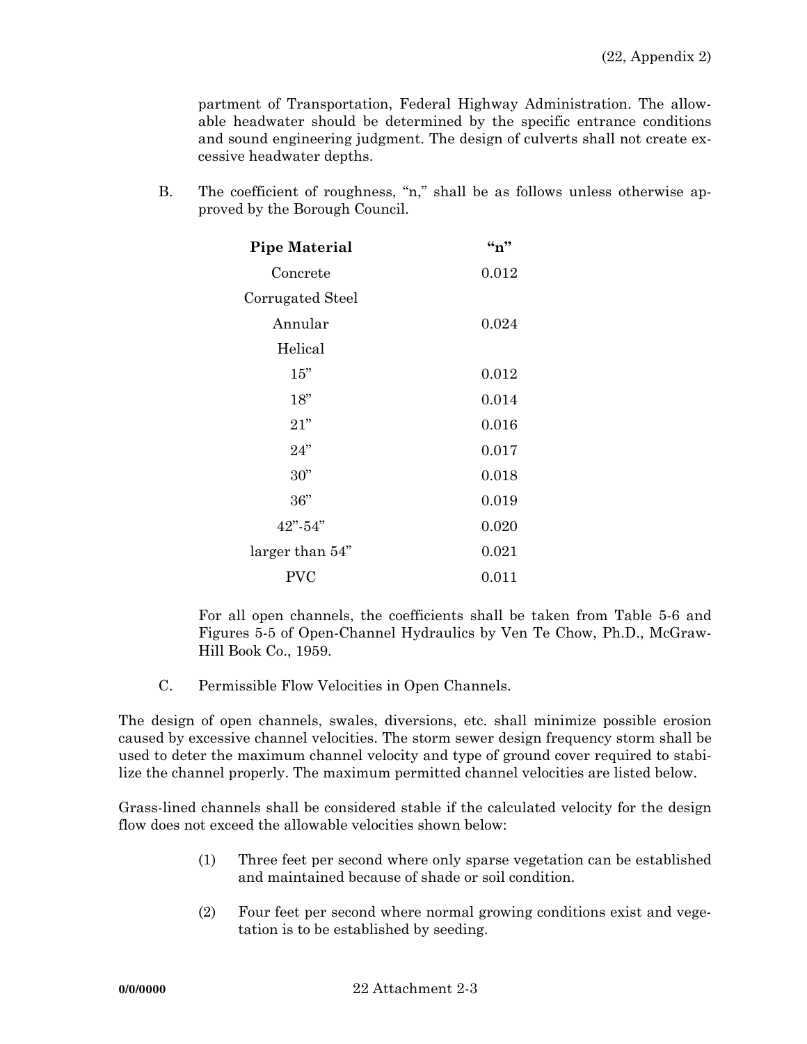partment of Transportation, Federal Highway Administration. The allowable headwater should be determined by the specific entrance conditions and sound engineering judgment. The design of culverts shall not create excessive headwater depths.

B. The coefficient of roughness, "n," shall be as follows unless otherwise approved by the Borough Council.

| **Pipe Material** | **"n"** |
|---|---|
| Concrete | 0.012 |
| Corrugated Steel | |
| Annular | 0.024 |
| Helical | |
| 15" | 0.012 |
| 18" | 0.014 |
| 21" | 0.016 |
| 24" | 0.017 |
| 30" | 0.018 |
| 36" | 0.019 |
| 42"-54" | 0.020 |
| larger than 54" | 0.021 |
| PVC | 0.011 |

For all open channels, the coefficients shall be taken from Table 5-6 and Figures 5-5 of Open-Channel Hydraulics by Ven Te Chow, Ph.D., McGraw-Hill Book Co., 1959.

C. Permissible Flow Velocities in Open Channels.

The design of open channels, swales, diversions, etc. shall minimize possible erosion caused by excessive channel velocities. The storm sewer design frequency storm shall be used to deter the maximum channel velocity and type of ground cover required to stabilize the channel properly. The maximum permitted channel velocities are listed below.

Grass-lined channels shall be considered stable if the calculated velocity for the design flow does not exceed the allowable velocities shown below:

(1) Three feet per second where only sparse vegetation can be established and maintained because of shade or soil condition.

(2) Four feet per second where normal growing conditions exist and vegetation is to be established by seeding.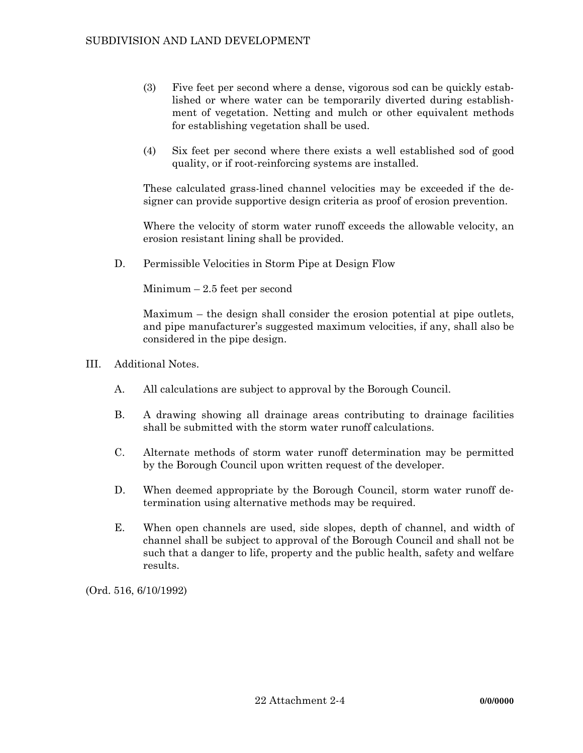(3) Five feet per second where a dense, vigorous sod can be quickly established or where water can be temporarily diverted during establishment of vegetation. Netting and mulch or other equivalent methods for establishing vegetation shall be used.

(4) Six feet per second where there exists a well established sod of good quality, or if root-reinforcing systems are installed.

These calculated grass-lined channel velocities may be exceeded if the designer can provide supportive design criteria as proof of erosion prevention.

Where the velocity of storm water runoff exceeds the allowable velocity, an erosion resistant lining shall be provided.

D. Permissible Velocities in Storm Pipe at Design Flow

Minimum – 2.5 feet per second

Maximum – the design shall consider the erosion potential at pipe outlets, and pipe manufacturer's suggested maximum velocities, if any, shall also be considered in the pipe design.

III. Additional Notes.

A. All calculations are subject to approval by the Borough Council.

B. A drawing showing all drainage areas contributing to drainage facilities shall be submitted with the storm water runoff calculations.

C. Alternate methods of storm water runoff determination may be permitted by the Borough Council upon written request of the developer.

D. When deemed appropriate by the Borough Council, storm water runoff determination using alternative methods may be required.

E. When open channels are used, side slopes, depth of channel, and width of channel shall be subject to approval of the Borough Council and shall not be such that a danger to life, property and the public health, safety and welfare results.

(Ord. 516, 6/10/1992)